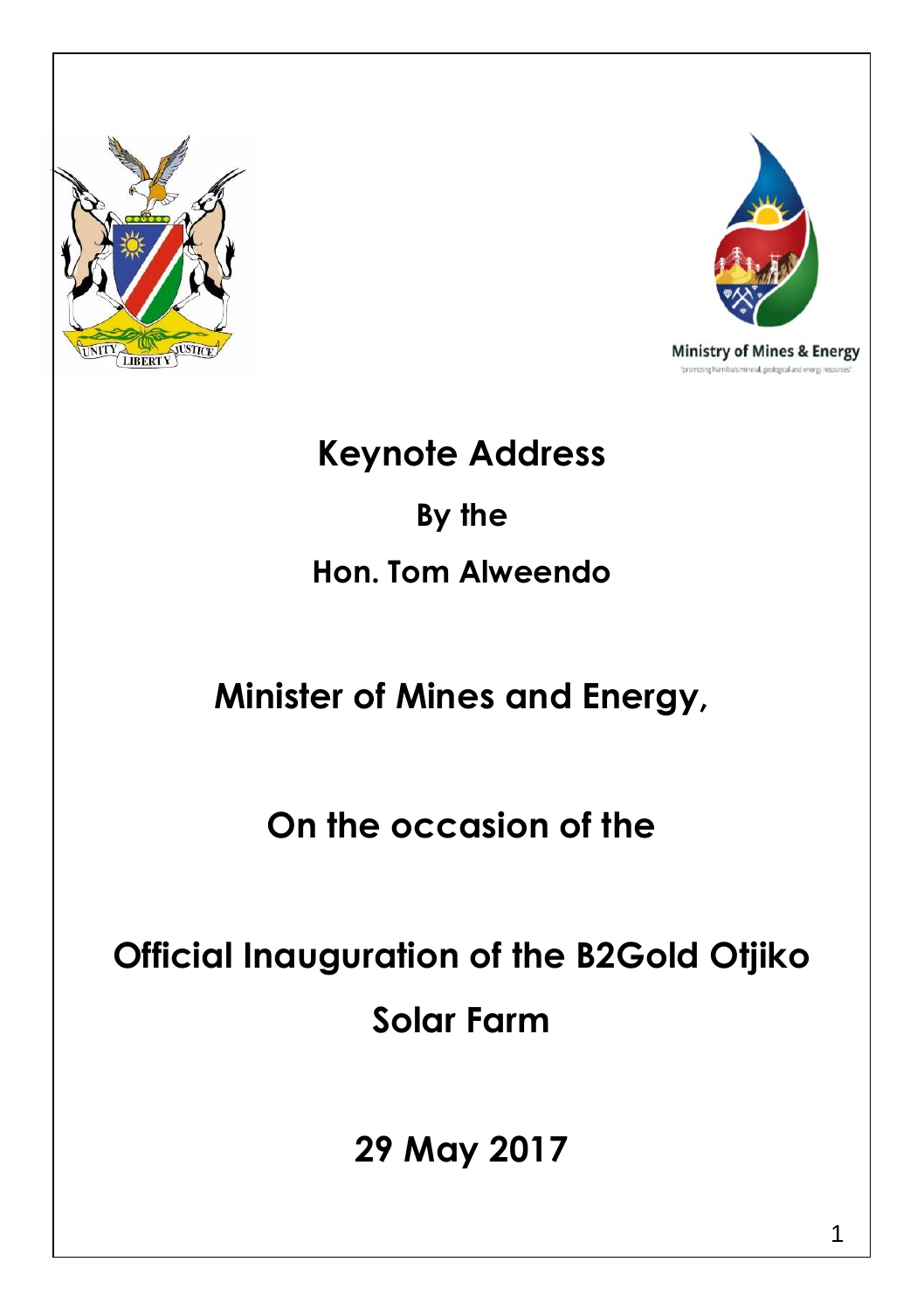# Keynote Address

## By the

## Hon. Tom Alweendo

## Minister of Mines and Energy,

## On the occasion of the

## Official Inauguration of the B2Gold Otjiko Solar Farm

## 29 May 2017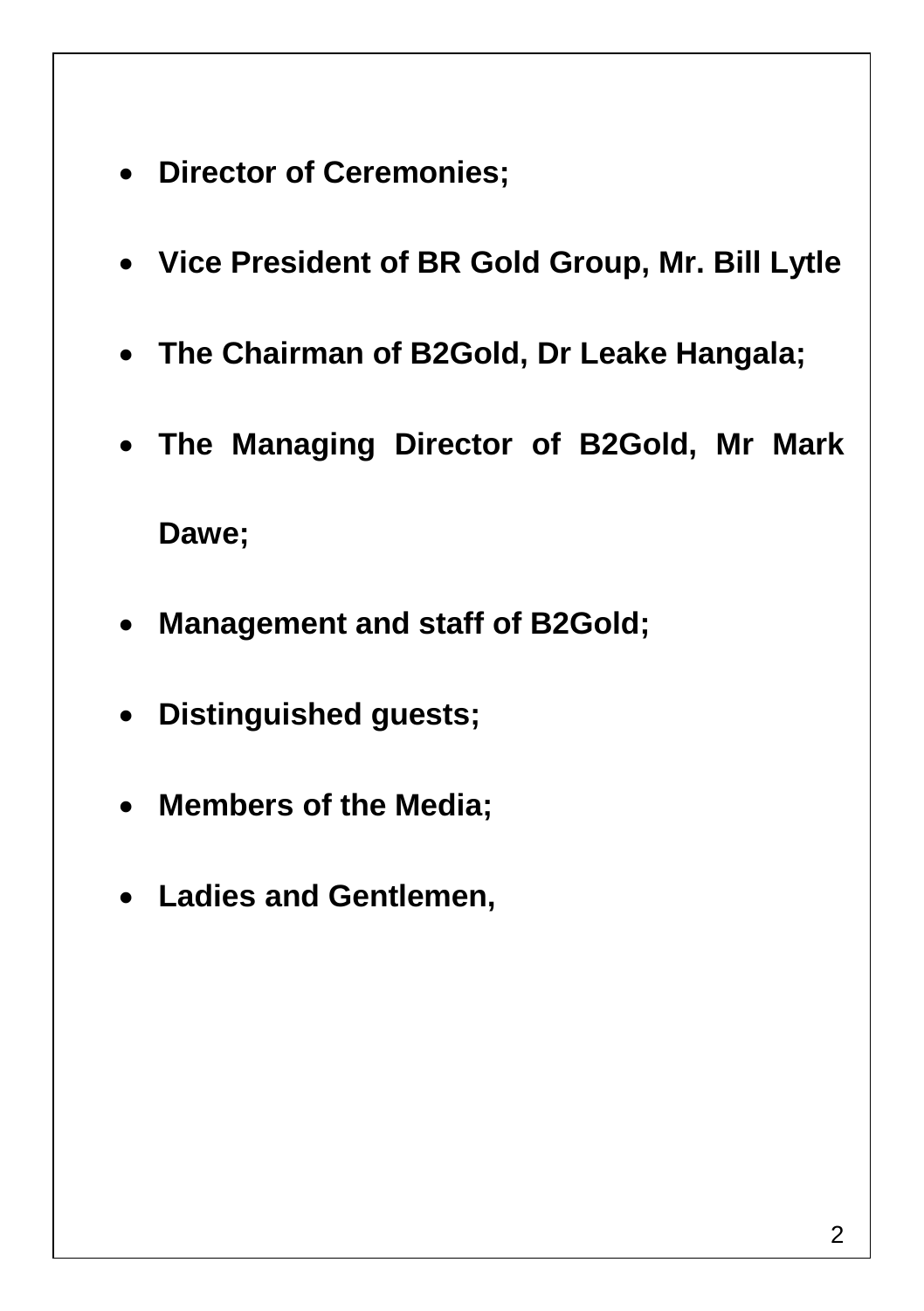- **Director of Ceremonies;**
- **Vice President of BR Gold Group, Mr. Bill Lytle**
- **The Chairman of B2Gold, Dr Leake Hangala;**
- **The Managing Director of B2Gold, Mr Mark Dawe;**
- **Management and staff of B2Gold;**
- **Distinguished guests;**
- **Members of the Media;**
- **Ladies and Gentlemen,**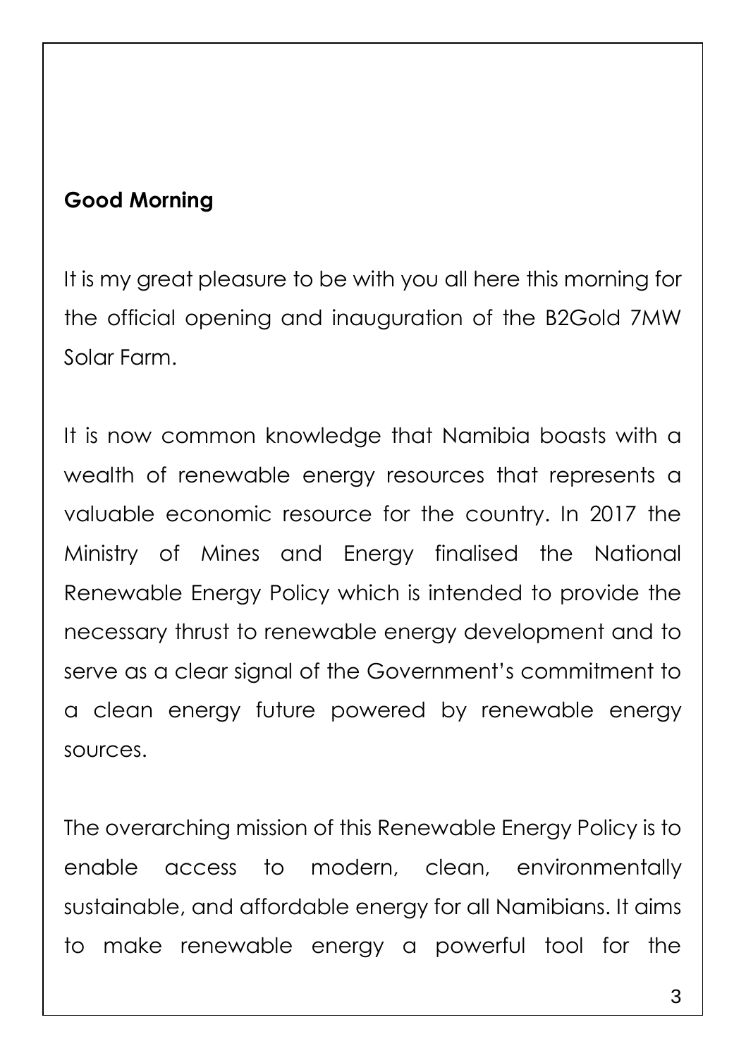**Good Morning**

It is my great pleasure to be with you all here this morning for the official opening and inauguration of the B2Gold 7MW Solar Farm.

It is now common knowledge that Namibia boasts with a wealth of renewable energy resources that represents a valuable economic resource for the country. In 2017 the Ministry of Mines and Energy finalised the National Renewable Energy Policy which is intended to provide the necessary thrust to renewable energy development and to serve as a clear signal of the Government's commitment to a clean energy future powered by renewable energy sources.

The overarching mission of this Renewable Energy Policy is to enable access to modern, clean, environmentally sustainable, and affordable energy for all Namibians. It aims to make renewable energy a powerful tool for the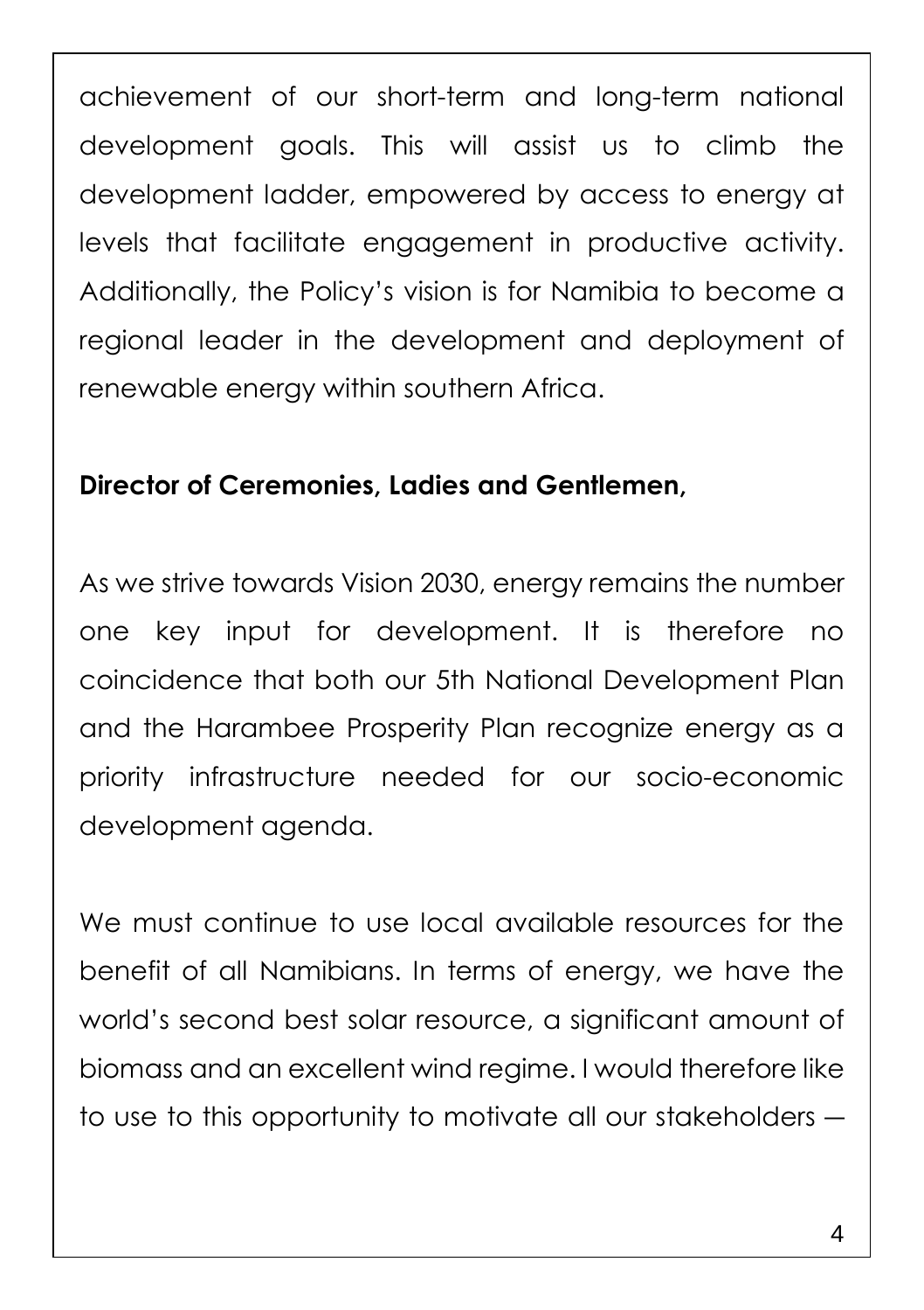achievement of our short-term and long-term national development goals. This will assist us to climb the development ladder, empowered by access to energy at levels that facilitate engagement in productive activity. Additionally, the Policy's vision is for Namibia to become a regional leader in the development and deployment of renewable energy within southern Africa.

**Director of Ceremonies, Ladies and Gentlemen,**

As we strive towards Vision 2030, energy remains the number one key input for development. It is therefore no coincidence that both our 5th National Development Plan and the Harambee Prosperity Plan recognize energy as a priority infrastructure needed for our socio-economic development agenda.

We must continue to use local available resources for the benefit of all Namibians. In terms of energy, we have the world's second best solar resource, a significant amount of biomass and an excellent wind regime. I would therefore like to use to this opportunity to motivate all our stakeholders –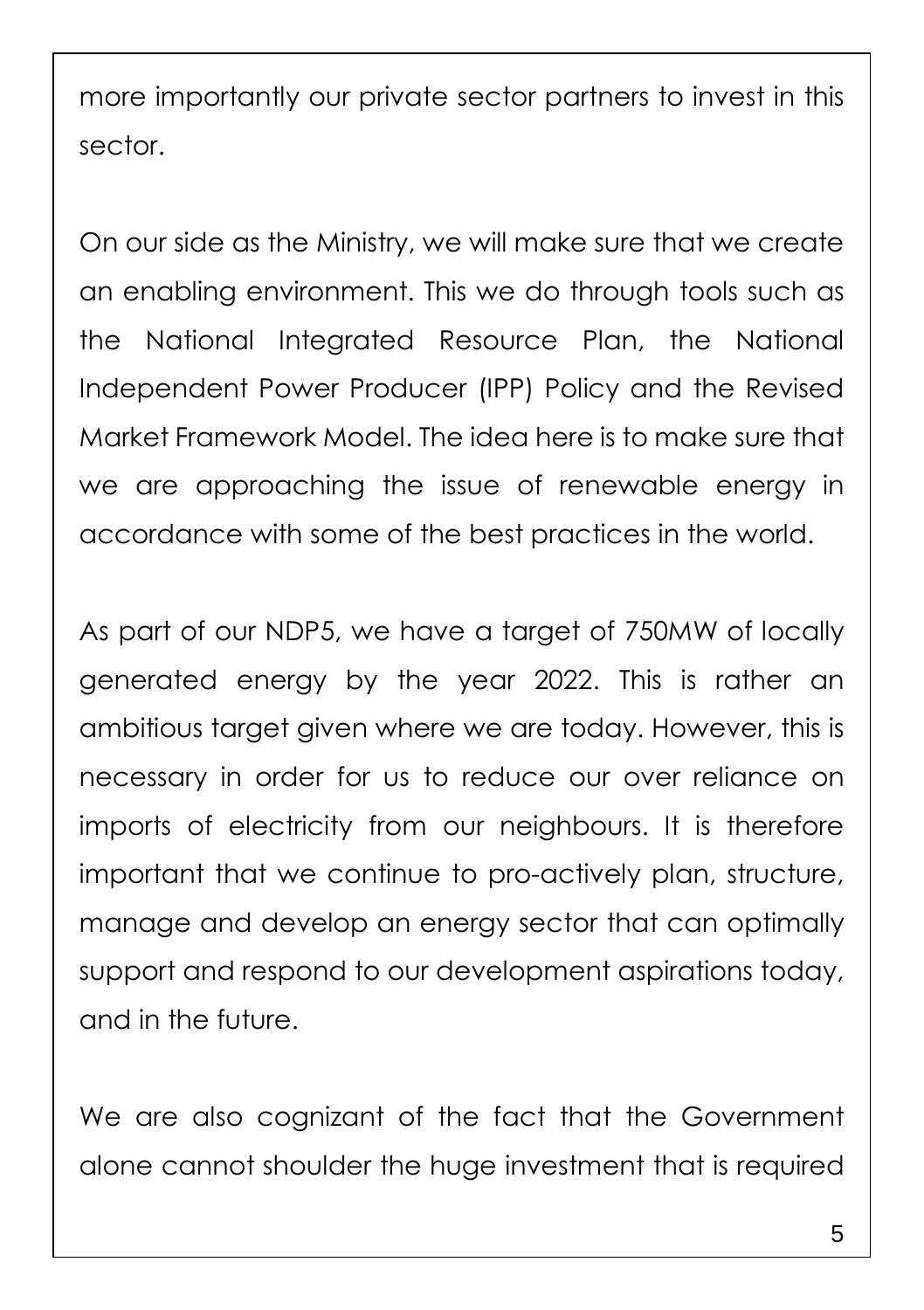more importantly our private sector partners to invest in this sector.

On our side as the Ministry, we will make sure that we create an enabling environment. This we do through tools such as the National Integrated Resource Plan, the National Independent Power Producer (IPP) Policy and the Revised Market Framework Model. The idea here is to make sure that we are approaching the issue of renewable energy in accordance with some of the best practices in the world.

As part of our NDP5, we have a target of 750MW of locally generated energy by the year 2022. This is rather an ambitious target given where we are today. However, this is necessary in order for us to reduce our over reliance on imports of electricity from our neighbours. It is therefore important that we continue to pro-actively plan, structure, manage and develop an energy sector that can optimally support and respond to our development aspirations today, and in the future.

We are also cognizant of the fact that the Government alone cannot shoulder the huge investment that is required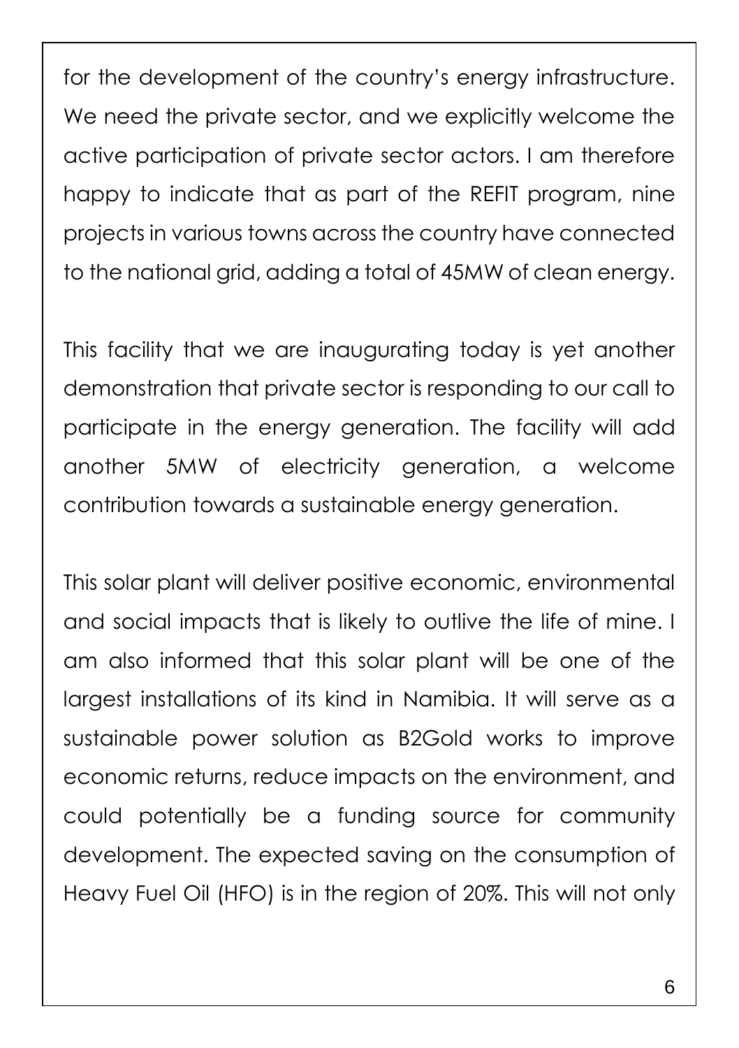for the development of the country's energy infrastructure. We need the private sector, and we explicitly welcome the active participation of private sector actors. I am therefore happy to indicate that as part of the REFIT program, nine projects in various towns across the country have connected to the national grid, adding a total of 45MW of clean energy.

This facility that we are inaugurating today is yet another demonstration that private sector is responding to our call to participate in the energy generation. The facility will add another 5MW of electricity generation, a welcome contribution towards a sustainable energy generation.

This solar plant will deliver positive economic, environmental and social impacts that is likely to outlive the life of mine. I am also informed that this solar plant will be one of the largest installations of its kind in Namibia. It will serve as a sustainable power solution as B2Gold works to improve economic returns, reduce impacts on the environment, and could potentially be a funding source for community development. The expected saving on the consumption of Heavy Fuel Oil (HFO) is in the region of 20%. This will not only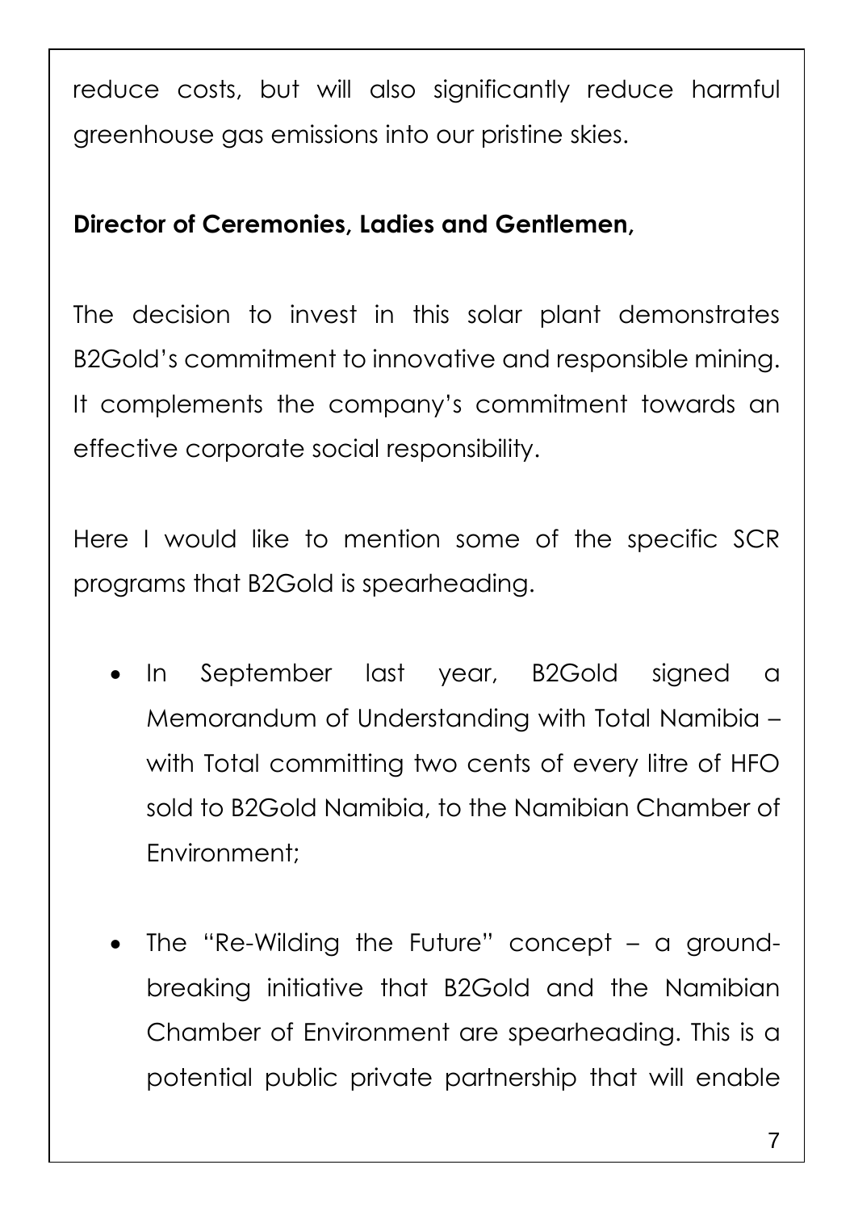reduce costs, but will also significantly reduce harmful greenhouse gas emissions into our pristine skies.

**Director of Ceremonies, Ladies and Gentlemen,**

The decision to invest in this solar plant demonstrates B2Gold's commitment to innovative and responsible mining. It complements the company's commitment towards an effective corporate social responsibility.

Here I would like to mention some of the specific SCR programs that B2Gold is spearheading.

- In September last year, B2Gold signed a Memorandum of Understanding with Total Namibia – with Total committing two cents of every litre of HFO sold to B2Gold Namibia, to the Namibian Chamber of Environment;

- The "Re-Wilding the Future" concept – a ground-breaking initiative that B2Gold and the Namibian Chamber of Environment are spearheading. This is a potential public private partnership that will enable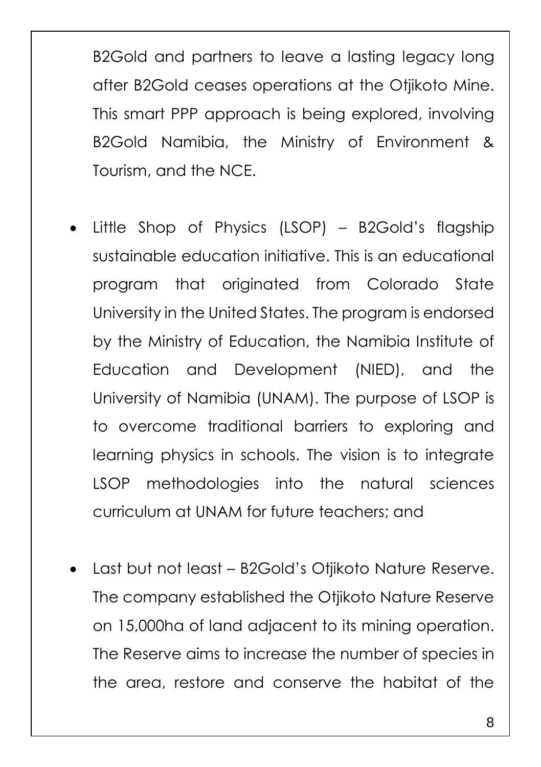B2Gold and partners to leave a lasting legacy long after B2Gold ceases operations at the Otjikoto Mine. This smart PPP approach is being explored, involving B2Gold Namibia, the Ministry of Environment & Tourism, and the NCE.

- Little Shop of Physics (LSOP) – B2Gold's flagship sustainable education initiative. This is an educational program that originated from Colorado State University in the United States. The program is endorsed by the Ministry of Education, the Namibia Institute of Education and Development (NIED), and the University of Namibia (UNAM). The purpose of LSOP is to overcome traditional barriers to exploring and learning physics in schools. The vision is to integrate LSOP methodologies into the natural sciences curriculum at UNAM for future teachers; and

- Last but not least – B2Gold's Otjikoto Nature Reserve. The company established the Otjikoto Nature Reserve on 15,000ha of land adjacent to its mining operation. The Reserve aims to increase the number of species in the area, restore and conserve the habitat of the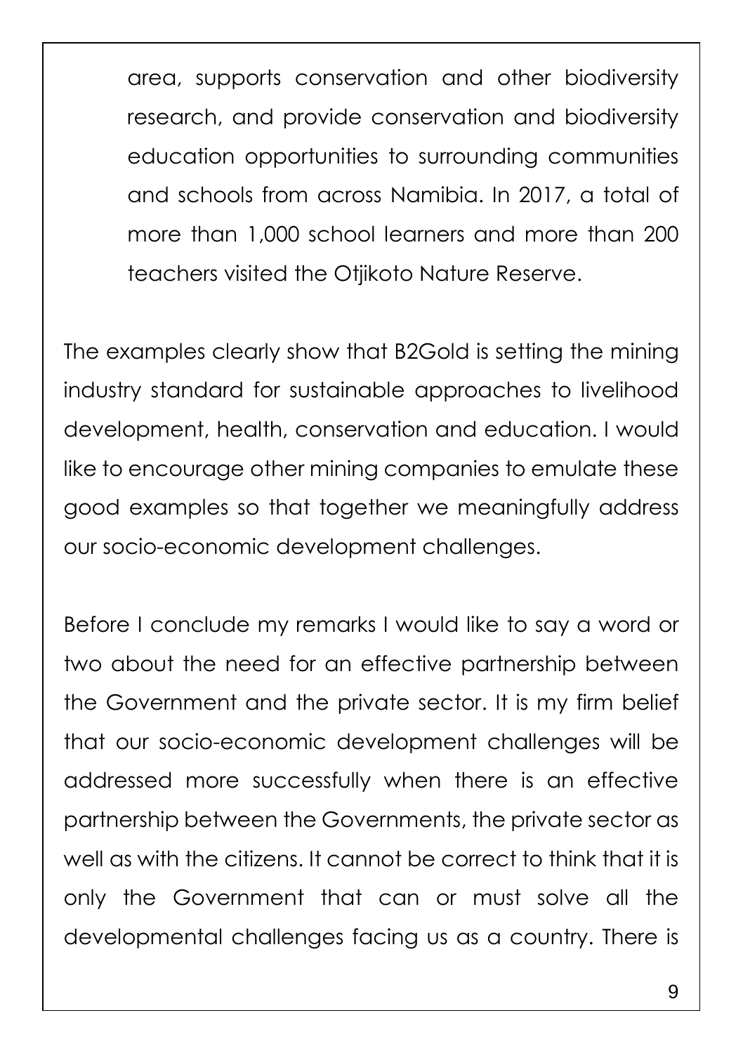area, supports conservation and other biodiversity research, and provide conservation and biodiversity education opportunities to surrounding communities and schools from across Namibia. In 2017, a total of more than 1,000 school learners and more than 200 teachers visited the Otjikoto Nature Reserve.

The examples clearly show that B2Gold is setting the mining industry standard for sustainable approaches to livelihood development, health, conservation and education. I would like to encourage other mining companies to emulate these good examples so that together we meaningfully address our socio-economic development challenges.

Before I conclude my remarks I would like to say a word or two about the need for an effective partnership between the Government and the private sector. It is my firm belief that our socio-economic development challenges will be addressed more successfully when there is an effective partnership between the Governments, the private sector as well as with the citizens. It cannot be correct to think that it is only the Government that can or must solve all the developmental challenges facing us as a country. There is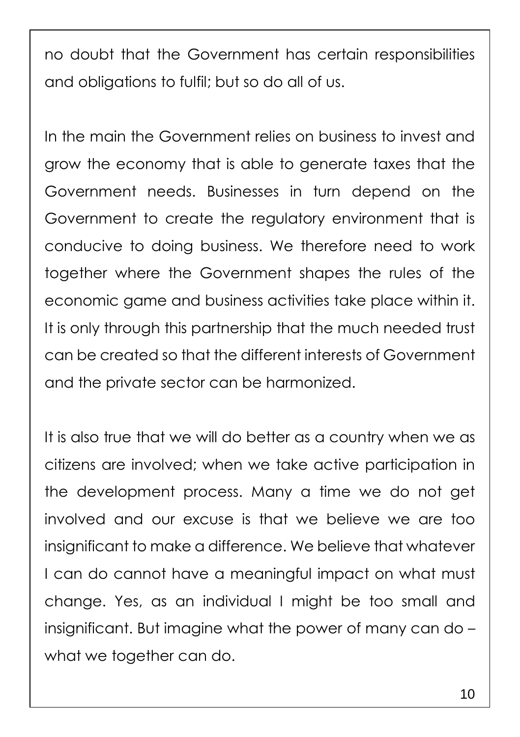no doubt that the Government has certain responsibilities and obligations to fulfil; but so do all of us.

In the main the Government relies on business to invest and grow the economy that is able to generate taxes that the Government needs. Businesses in turn depend on the Government to create the regulatory environment that is conducive to doing business. We therefore need to work together where the Government shapes the rules of the economic game and business activities take place within it. It is only through this partnership that the much needed trust can be created so that the different interests of Government and the private sector can be harmonized.

It is also true that we will do better as a country when we as citizens are involved; when we take active participation in the development process. Many a time we do not get involved and our excuse is that we believe we are too insignificant to make a difference. We believe that whatever I can do cannot have a meaningful impact on what must change. Yes, as an individual I might be too small and insignificant. But imagine what the power of many can do – what we together can do.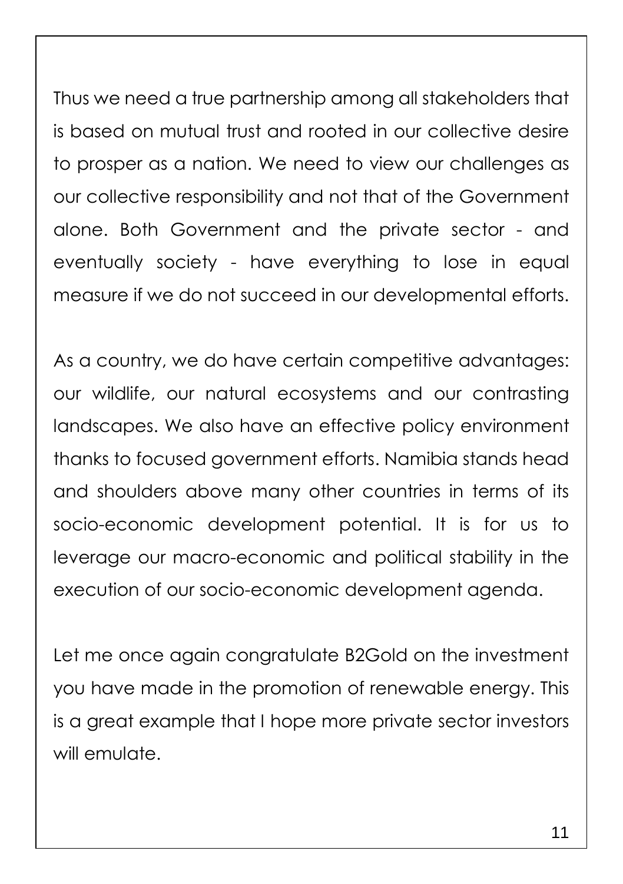Thus we need a true partnership among all stakeholders that is based on mutual trust and rooted in our collective desire to prosper as a nation. We need to view our challenges as our collective responsibility and not that of the Government alone. Both Government and the private sector - and eventually society - have everything to lose in equal measure if we do not succeed in our developmental efforts.

As a country, we do have certain competitive advantages: our wildlife, our natural ecosystems and our contrasting landscapes. We also have an effective policy environment thanks to focused government efforts. Namibia stands head and shoulders above many other countries in terms of its socio-economic development potential. It is for us to leverage our macro-economic and political stability in the execution of our socio-economic development agenda.

Let me once again congratulate B2Gold on the investment you have made in the promotion of renewable energy. This is a great example that I hope more private sector investors will emulate.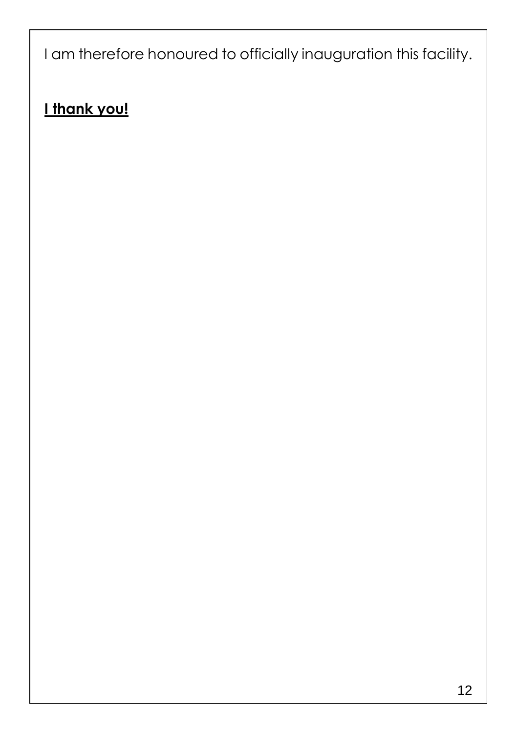I am therefore honoured to officially inauguration this facility.

**I thank you!**